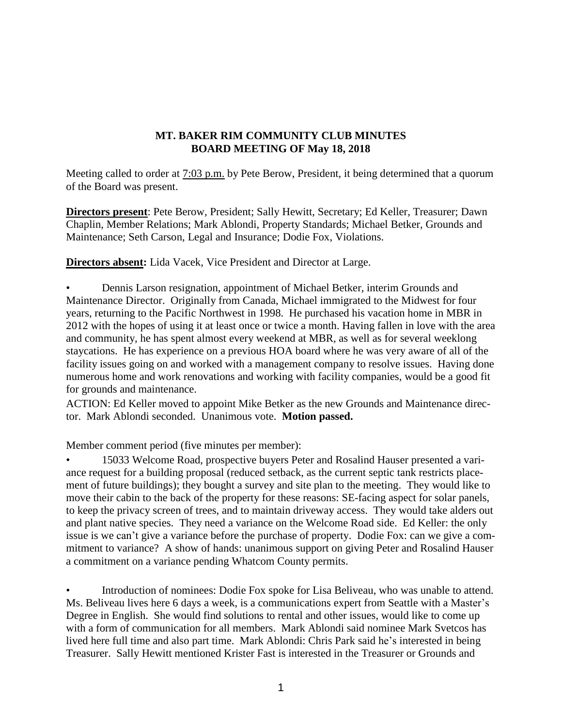**MT. BAKER RIM COMMUNITY CLUB MINUTES**
**BOARD MEETING OF May 18, 2018**

Meeting called to order at 7:03 p.m. by Pete Berow, President, it being determined that a quorum of the Board was present.

**Directors present**: Pete Berow, President; Sally Hewitt, Secretary; Ed Keller, Treasurer; Dawn Chaplin, Member Relations; Mark Ablondi, Property Standards; Michael Betker, Grounds and Maintenance; Seth Carson, Legal and Insurance; Dodie Fox, Violations.

**Directors absent:** Lida Vacek, Vice President and Director at Large.

- Dennis Larson resignation, appointment of Michael Betker, interim Grounds and Maintenance Director. Originally from Canada, Michael immigrated to the Midwest for four years, returning to the Pacific Northwest in 1998. He purchased his vacation home in MBR in 2012 with the hopes of using it at least once or twice a month. Having fallen in love with the area and community, he has spent almost every weekend at MBR, as well as for several weeklong staycations. He has experience on a previous HOA board where he was very aware of all of the facility issues going on and worked with a management company to resolve issues. Having done numerous home and work renovations and working with facility companies, would be a good fit for grounds and maintenance.

ACTION: Ed Keller moved to appoint Mike Betker as the new Grounds and Maintenance director. Mark Ablondi seconded. Unanimous vote. **Motion passed.**

Member comment period (five minutes per member):

- 15033 Welcome Road, prospective buyers Peter and Rosalind Hauser presented a variance request for a building proposal (reduced setback, as the current septic tank restricts placement of future buildings); they bought a survey and site plan to the meeting. They would like to move their cabin to the back of the property for these reasons: SE-facing aspect for solar panels, to keep the privacy screen of trees, and to maintain driveway access. They would take alders out and plant native species. They need a variance on the Welcome Road side. Ed Keller: the only issue is we can't give a variance before the purchase of property. Dodie Fox: can we give a commitment to variance? A show of hands: unanimous support on giving Peter and Rosalind Hauser a commitment on a variance pending Whatcom County permits.

- Introduction of nominees: Dodie Fox spoke for Lisa Beliveau, who was unable to attend. Ms. Beliveau lives here 6 days a week, is a communications expert from Seattle with a Master's Degree in English. She would find solutions to rental and other issues, would like to come up with a form of communication for all members. Mark Ablondi said nominee Mark Svetcos has lived here full time and also part time. Mark Ablondi: Chris Park said he's interested in being Treasurer. Sally Hewitt mentioned Krister Fast is interested in the Treasurer or Grounds and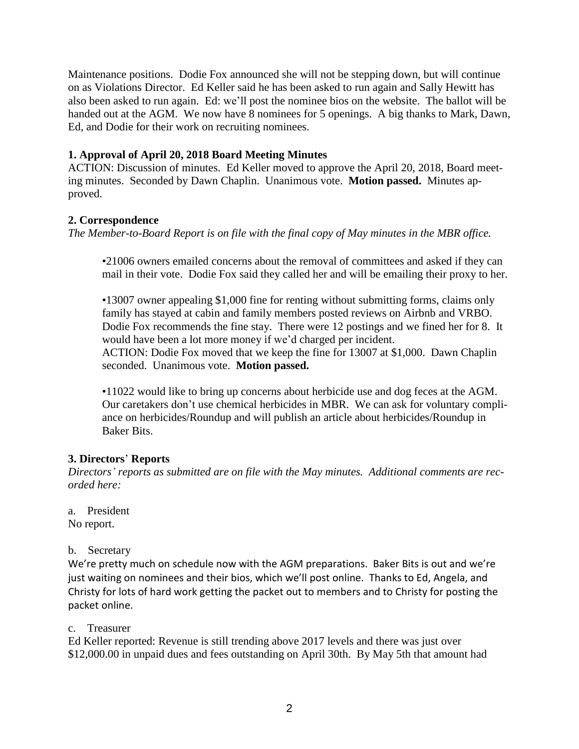Maintenance positions. Dodie Fox announced she will not be stepping down, but will continue on as Violations Director. Ed Keller said he has been asked to run again and Sally Hewitt has also been asked to run again. Ed: we'll post the nominee bios on the website. The ballot will be handed out at the AGM. We now have 8 nominees for 5 openings. A big thanks to Mark, Dawn, Ed, and Dodie for their work on recruiting nominees.

### 1. Approval of April 20, 2018 Board Meeting Minutes

ACTION: Discussion of minutes. Ed Keller moved to approve the April 20, 2018, Board meeting minutes. Seconded by Dawn Chaplin. Unanimous vote. **Motion passed.** Minutes approved.

### 2. Correspondence

*The Member-to-Board Report is on file with the final copy of May minutes in the MBR office.*

•21006 owners emailed concerns about the removal of committees and asked if they can mail in their vote. Dodie Fox said they called her and will be emailing their proxy to her.

•13007 owner appealing $1,000 fine for renting without submitting forms, claims only family has stayed at cabin and family members posted reviews on Airbnb and VRBO. Dodie Fox recommends the fine stay. There were 12 postings and we fined her for 8. It would have been a lot more money if we'd charged per incident.
ACTION: Dodie Fox moved that we keep the fine for 13007 at $1,000. Dawn Chaplin seconded. Unanimous vote. **Motion passed.**

•11022 would like to bring up concerns about herbicide use and dog feces at the AGM. Our caretakers don't use chemical herbicides in MBR. We can ask for voluntary compliance on herbicides/Roundup and will publish an article about herbicides/Roundup in Baker Bits.

### 3. Directors' Reports

*Directors' reports as submitted are on file with the May minutes. Additional comments are recorded here:*

a. President
No report.

b. Secretary
We're pretty much on schedule now with the AGM preparations. Baker Bits is out and we're just waiting on nominees and their bios, which we'll post online. Thanks to Ed, Angela, and Christy for lots of hard work getting the packet out to members and to Christy for posting the packet online.

c. Treasurer
Ed Keller reported: Revenue is still trending above 2017 levels and there was just over $12,000.00 in unpaid dues and fees outstanding on April 30th. By May 5th that amount had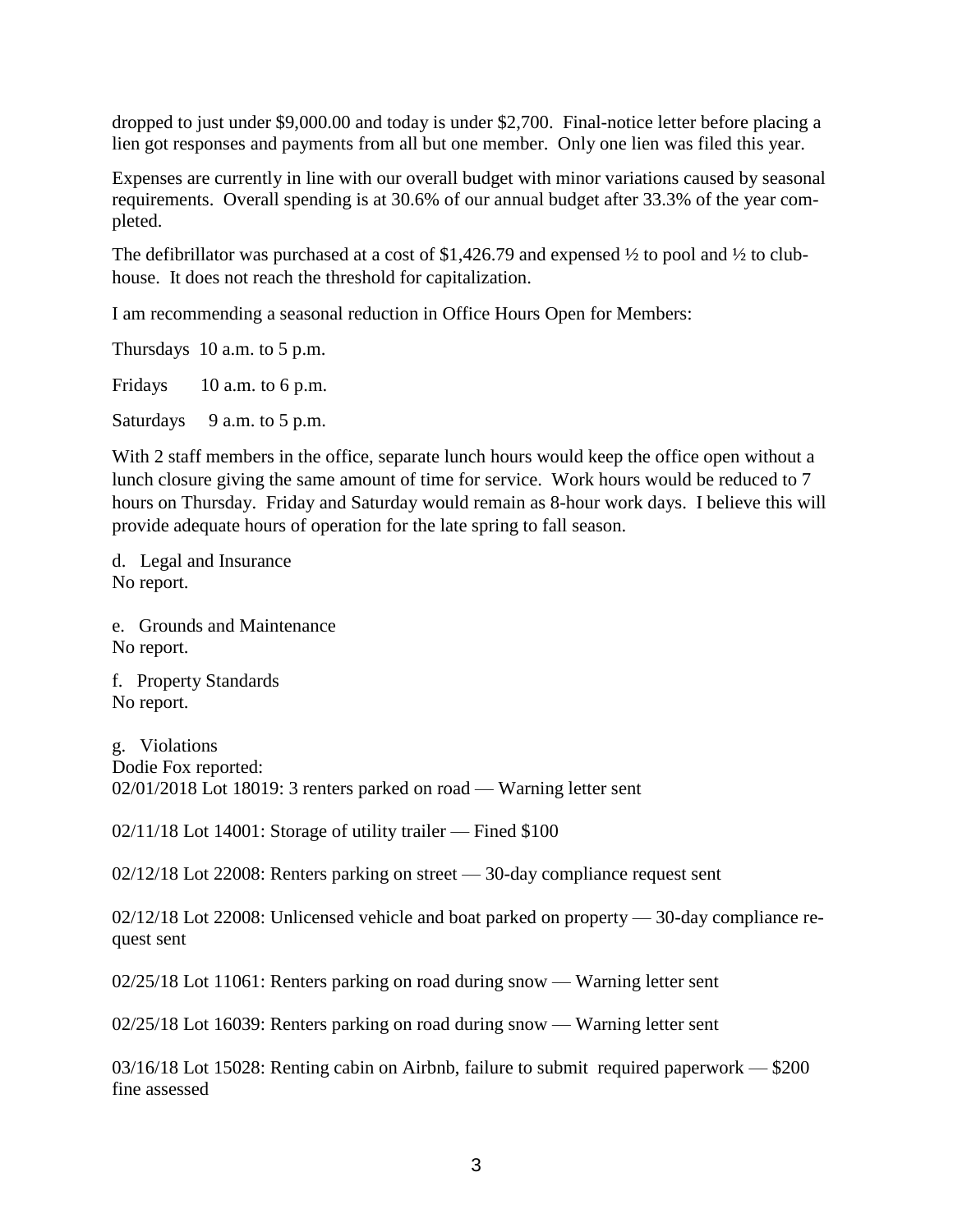dropped to just under $9,000.00 and today is under $2,700. Final-notice letter before placing a lien got responses and payments from all but one member. Only one lien was filed this year.

Expenses are currently in line with our overall budget with minor variations caused by seasonal requirements. Overall spending is at 30.6% of our annual budget after 33.3% of the year completed.

The defibrillator was purchased at a cost of $1,426.79 and expensed ½ to pool and ½ to clubhouse. It does not reach the threshold for capitalization.

I am recommending a seasonal reduction in Office Hours Open for Members:

Thursdays 10 a.m. to 5 p.m.

Fridays 10 a.m. to 6 p.m.

Saturdays 9 a.m. to 5 p.m.

With 2 staff members in the office, separate lunch hours would keep the office open without a lunch closure giving the same amount of time for service. Work hours would be reduced to 7 hours on Thursday. Friday and Saturday would remain as 8-hour work days. I believe this will provide adequate hours of operation for the late spring to fall season.

d. Legal and Insurance
No report.

e. Grounds and Maintenance
No report.

f. Property Standards
No report.

g. Violations
Dodie Fox reported:
02/01/2018 Lot 18019: 3 renters parked on road — Warning letter sent

02/11/18 Lot 14001: Storage of utility trailer — Fined $100

02/12/18 Lot 22008: Renters parking on street — 30-day compliance request sent

02/12/18 Lot 22008: Unlicensed vehicle and boat parked on property — 30-day compliance request sent

02/25/18 Lot 11061: Renters parking on road during snow — Warning letter sent

02/25/18 Lot 16039: Renters parking on road during snow — Warning letter sent

03/16/18 Lot 15028: Renting cabin on Airbnb, failure to submit required paperwork — $200 fine assessed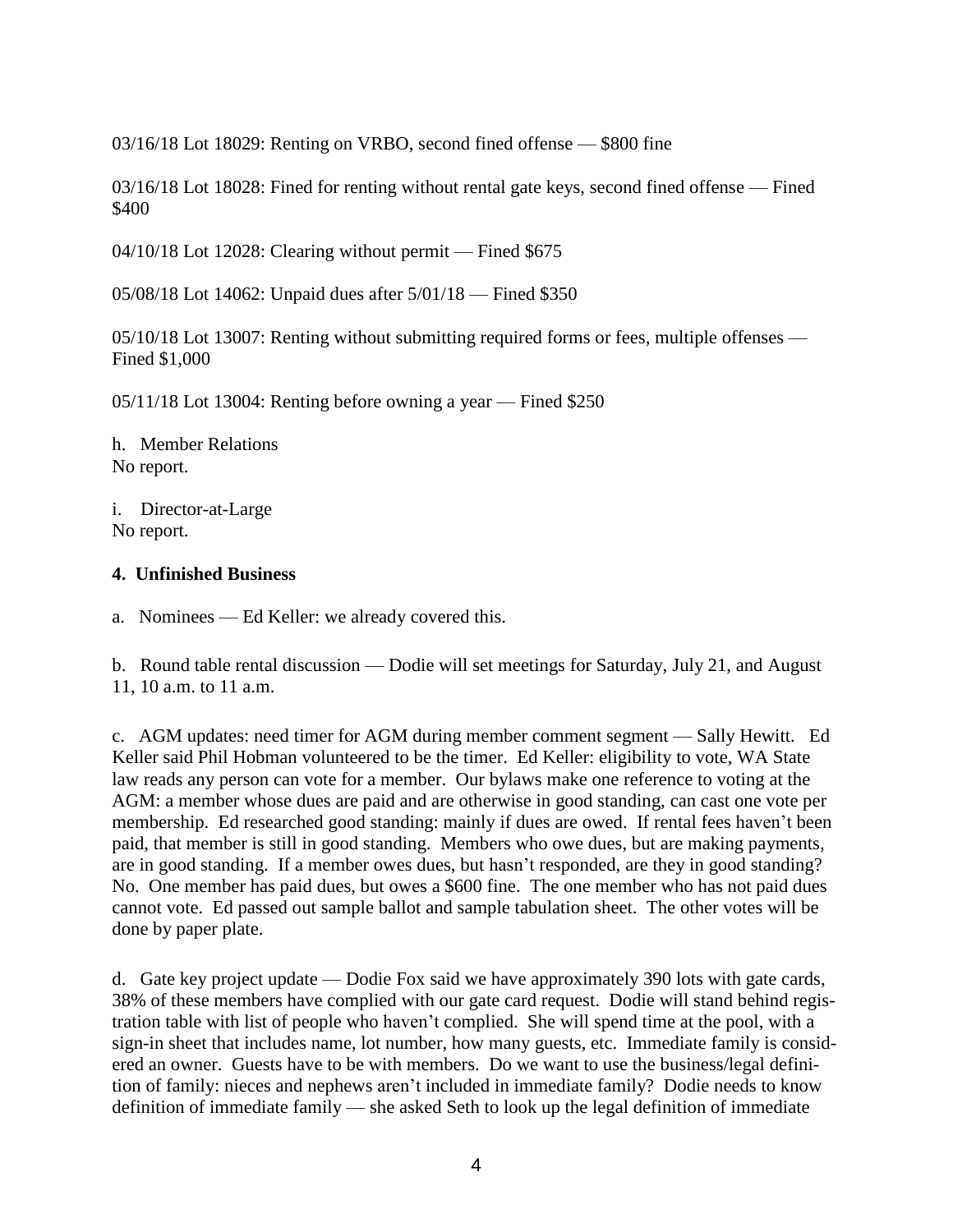03/16/18 Lot 18029: Renting on VRBO, second fined offense — $800 fine

03/16/18 Lot 18028: Fined for renting without rental gate keys, second fined offense — Fined $400

04/10/18 Lot 12028: Clearing without permit — Fined $675

05/08/18 Lot 14062: Unpaid dues after 5/01/18 — Fined $350

05/10/18 Lot 13007: Renting without submitting required forms or fees, multiple offenses — Fined $1,000

05/11/18 Lot 13004: Renting before owning a year — Fined $250

h. Member Relations
No report.

i. Director-at-Large
No report.

**4. Unfinished Business**

a. Nominees — Ed Keller: we already covered this.

b. Round table rental discussion — Dodie will set meetings for Saturday, July 21, and August 11, 10 a.m. to 11 a.m.

c. AGM updates: need timer for AGM during member comment segment — Sally Hewitt. Ed Keller said Phil Hobman volunteered to be the timer. Ed Keller: eligibility to vote, WA State law reads any person can vote for a member. Our bylaws make one reference to voting at the AGM: a member whose dues are paid and are otherwise in good standing, can cast one vote per membership. Ed researched good standing: mainly if dues are owed. If rental fees haven't been paid, that member is still in good standing. Members who owe dues, but are making payments, are in good standing. If a member owes dues, but hasn't responded, are they in good standing? No. One member has paid dues, but owes a $600 fine. The one member who has not paid dues cannot vote. Ed passed out sample ballot and sample tabulation sheet. The other votes will be done by paper plate.

d. Gate key project update — Dodie Fox said we have approximately 390 lots with gate cards, 38% of these members have complied with our gate card request. Dodie will stand behind registration table with list of people who haven't complied. She will spend time at the pool, with a sign-in sheet that includes name, lot number, how many guests, etc. Immediate family is considered an owner. Guests have to be with members. Do we want to use the business/legal definition of family: nieces and nephews aren't included in immediate family? Dodie needs to know definition of immediate family — she asked Seth to look up the legal definition of immediate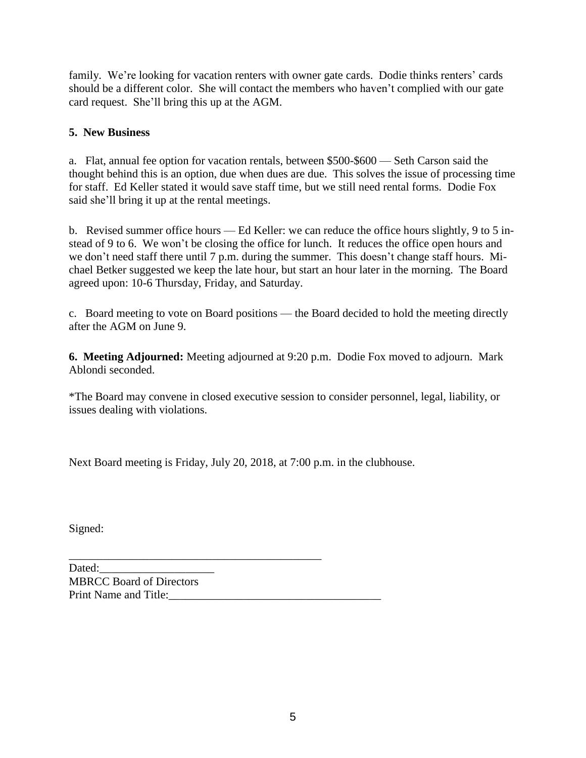family. We're looking for vacation renters with owner gate cards. Dodie thinks renters' cards should be a different color. She will contact the members who haven't complied with our gate card request. She'll bring this up at the AGM.

**5. New Business**

a. Flat, annual fee option for vacation rentals, between $500-$600 — Seth Carson said the thought behind this is an option, due when dues are due. This solves the issue of processing time for staff. Ed Keller stated it would save staff time, but we still need rental forms. Dodie Fox said she'll bring it up at the rental meetings.

b. Revised summer office hours — Ed Keller: we can reduce the office hours slightly, 9 to 5 instead of 9 to 6. We won't be closing the office for lunch. It reduces the office open hours and we don't need staff there until 7 p.m. during the summer. This doesn't change staff hours. Michael Betker suggested we keep the late hour, but start an hour later in the morning. The Board agreed upon: 10-6 Thursday, Friday, and Saturday.

c. Board meeting to vote on Board positions — the Board decided to hold the meeting directly after the AGM on June 9.

**6. Meeting Adjourned:** Meeting adjourned at 9:20 p.m. Dodie Fox moved to adjourn. Mark Ablondi seconded.

*The Board may convene in closed executive session to consider personnel, legal, liability, or issues dealing with violations.

Next Board meeting is Friday, July 20, 2018, at 7:00 p.m. in the clubhouse.

Signed:

_____________________________________________
Dated:____________________
MBRCC Board of Directors
Print Name and Title:_____________________________________